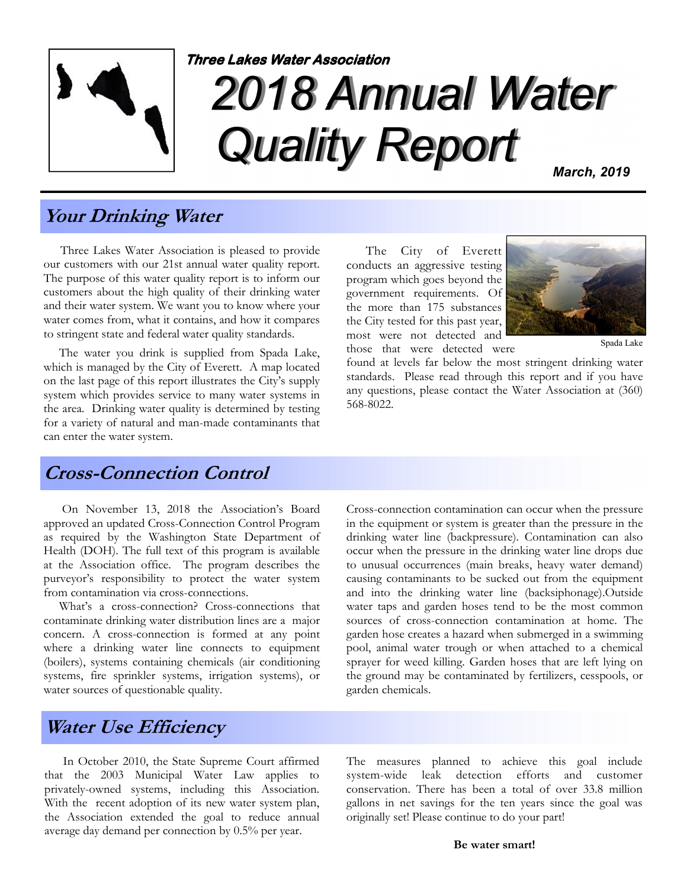*Three Lakes Water Association*

# 2018 Annual Water Quality Report

***March, 2019***

## Your Drinking Water

Three Lakes Water Association is pleased to provide our customers with our 21st annual water quality report. The purpose of this water quality report is to inform our customers about the high quality of their drinking water and their water system. We want you to know where your water comes from, what it contains, and how it compares to stringent state and federal water quality standards.

The water you drink is supplied from Spada Lake, which is managed by the City of Everett. A map located on the last page of this report illustrates the City's supply system which provides service to many water systems in the area. Drinking water quality is determined by testing for a variety of natural and man-made contaminants that can enter the water system.

The City of Everett conducts an aggressive testing program which goes beyond the government requirements. Of the more than 175 substances the City tested for this past year, most were not detected and those that were detected were found at levels far below the most stringent drinking water standards. Please read through this report and if you have any questions, please contact the Water Association at (360) 568-8022.

Spada Lake

## Cross-Connection Control

On November 13, 2018 the Association's Board approved an updated Cross-Connection Control Program as required by the Washington State Department of Health (DOH). The full text of this program is available at the Association office. The program describes the purveyor's responsibility to protect the water system from contamination via cross-connections.

What's a cross-connection? Cross-connections that contaminate drinking water distribution lines are a major concern. A cross-connection is formed at any point where a drinking water line connects to equipment (boilers), systems containing chemicals (air conditioning systems, fire sprinkler systems, irrigation systems), or water sources of questionable quality.

Cross-connection contamination can occur when the pressure in the equipment or system is greater than the pressure in the drinking water line (backpressure). Contamination can also occur when the pressure in the drinking water line drops due to unusual occurrences (main breaks, heavy water demand) causing contaminants to be sucked out from the equipment and into the drinking water line (backsiphonage).Outside water taps and garden hoses tend to be the most common sources of cross-connection contamination at home. The garden hose creates a hazard when submerged in a swimming pool, animal water trough or when attached to a chemical sprayer for weed killing. Garden hoses that are left lying on the ground may be contaminated by fertilizers, cesspools, or garden chemicals.

## Water Use Efficiency

In October 2010, the State Supreme Court affirmed that the 2003 Municipal Water Law applies to privately-owned systems, including this Association. With the recent adoption of its new water system plan, the Association extended the goal to reduce annual average day demand per connection by 0.5% per year.

The measures planned to achieve this goal include system-wide leak detection efforts and customer conservation. There has been a total of over 33.8 million gallons in net savings for the ten years since the goal was originally set! Please continue to do your part!

**Be water smart!**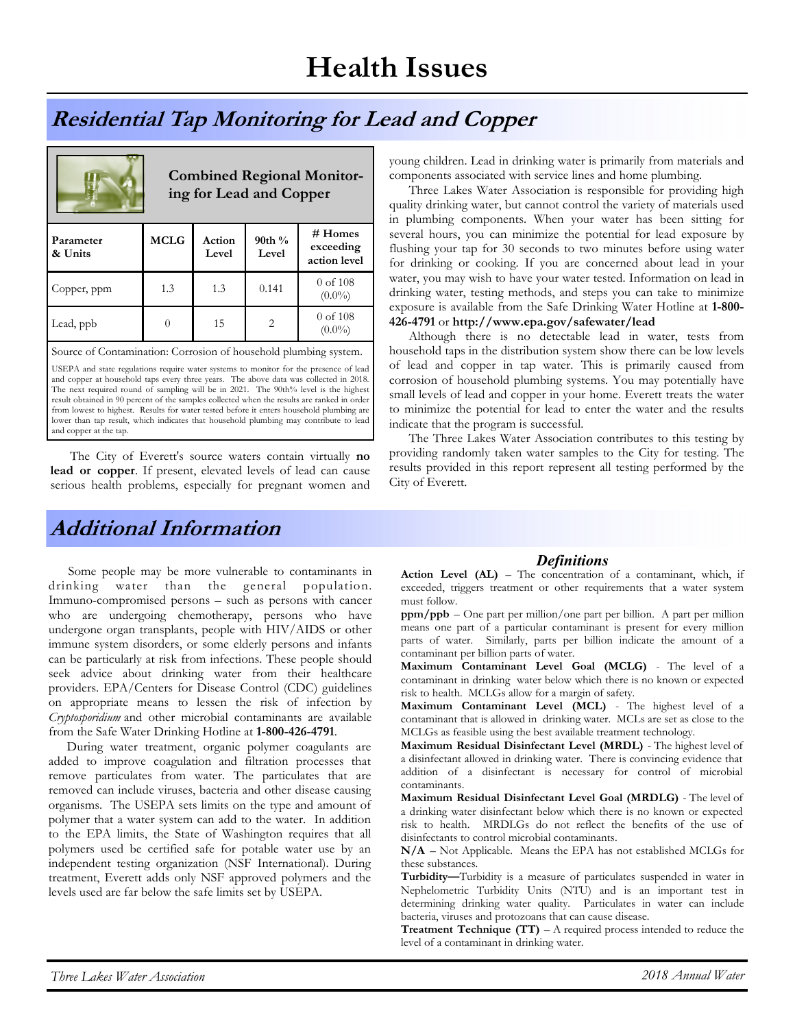# Health Issues

## Residential Tap Monitoring for Lead and Copper

**Combined Regional Monitoring for Lead and Copper**

| Parameter & Units | MCLG | Action Level | 90th % Level | # Homes exceeding action level |
|---|---|---|---|---|
| Copper, ppm | 1.3 | 1.3 | 0.141 | 0 of 108 (0.0%) |
| Lead, ppb | 0 | 15 | 2 | 0 of 108 (0.0%) |

Source of Contamination: Corrosion of household plumbing system.

USEPA and state regulations require water systems to monitor for the presence of lead and copper at household taps every three years. The above data was collected in 2018. The next required round of sampling will be in 2021. The 90th% level is the highest result obtained in 90 percent of the samples collected when the results are ranked in order from lowest to highest. Results for water tested before it enters household plumbing are lower than tap result, which indicates that household plumbing may contribute to lead and copper at the tap.

The City of Everett's source waters contain virtually **no lead or copper**. If present, elevated levels of lead can cause serious health problems, especially for pregnant women and young children. Lead in drinking water is primarily from materials and components associated with service lines and home plumbing.

Three Lakes Water Association is responsible for providing high quality drinking water, but cannot control the variety of materials used in plumbing components. When your water has been sitting for several hours, you can minimize the potential for lead exposure by flushing your tap for 30 seconds to two minutes before using water for drinking or cooking. If you are concerned about lead in your water, you may wish to have your water tested. Information on lead in drinking water, testing methods, and steps you can take to minimize exposure is available from the Safe Drinking Water Hotline at **1-800-426-4791** or **http://www.epa.gov/safewater/lead**

Although there is no detectable lead in water, tests from household taps in the distribution system show there can be low levels of lead and copper in tap water. This is primarily caused from corrosion of household plumbing systems. You may potentially have small levels of lead and copper in your home. Everett treats the water to minimize the potential for lead to enter the water and the results indicate that the program is successful.

The Three Lakes Water Association contributes to this testing by providing randomly taken water samples to the City for testing. The results provided in this report represent all testing performed by the City of Everett.

## Additional Information

Some people may be more vulnerable to contaminants in drinking water than the general population. Immuno-compromised persons – such as persons with cancer who are undergoing chemotherapy, persons who have undergone organ transplants, people with HIV/AIDS or other immune system disorders, or some elderly persons and infants can be particularly at risk from infections. These people should seek advice about drinking water from their healthcare providers. EPA/Centers for Disease Control (CDC) guidelines on appropriate means to lessen the risk of infection by *Cryptosporidium* and other microbial contaminants are available from the Safe Water Drinking Hotline at **1-800-426-4791**.

During water treatment, organic polymer coagulants are added to improve coagulation and filtration processes that remove particulates from water. The particulates that are removed can include viruses, bacteria and other disease causing organisms. The USEPA sets limits on the type and amount of polymer that a water system can add to the water. In addition to the EPA limits, the State of Washington requires that all polymers used be certified safe for potable water use by an independent testing organization (NSF International). During treatment, Everett adds only NSF approved polymers and the levels used are far below the safe limits set by USEPA.

### *Definitions*

**Action Level (AL)** – The concentration of a contaminant, which, if exceeded, triggers treatment or other requirements that a water system must follow.

**ppm/ppb** – One part per million/one part per billion. A part per million means one part of a particular contaminant is present for every million parts of water. Similarly, parts per billion indicate the amount of a contaminant per billion parts of water.

**Maximum Contaminant Level Goal (MCLG)** - The level of a contaminant in drinking water below which there is no known or expected risk to health. MCLGs allow for a margin of safety.

**Maximum Contaminant Level (MCL)** - The highest level of a contaminant that is allowed in drinking water. MCLs are set as close to the MCLGs as feasible using the best available treatment technology.

**Maximum Residual Disinfectant Level (MRDL)** - The highest level of a disinfectant allowed in drinking water. There is convincing evidence that addition of a disinfectant is necessary for control of microbial contaminants.

**Maximum Residual Disinfectant Level Goal (MRDLG)** - The level of a drinking water disinfectant below which there is no known or expected risk to health. MRDLGs do not reflect the benefits of the use of disinfectants to control microbial contaminants.

**N/A** – Not Applicable. Means the EPA has not established MCLGs for these substances.

**Turbidity—**Turbidity is a measure of particulates suspended in water in Nephelometric Turbidity Units (NTU) and is an important test in determining drinking water quality. Particulates in water can include bacteria, viruses and protozoans that can cause disease.

**Treatment Technique (TT)** – A required process intended to reduce the level of a contaminant in drinking water.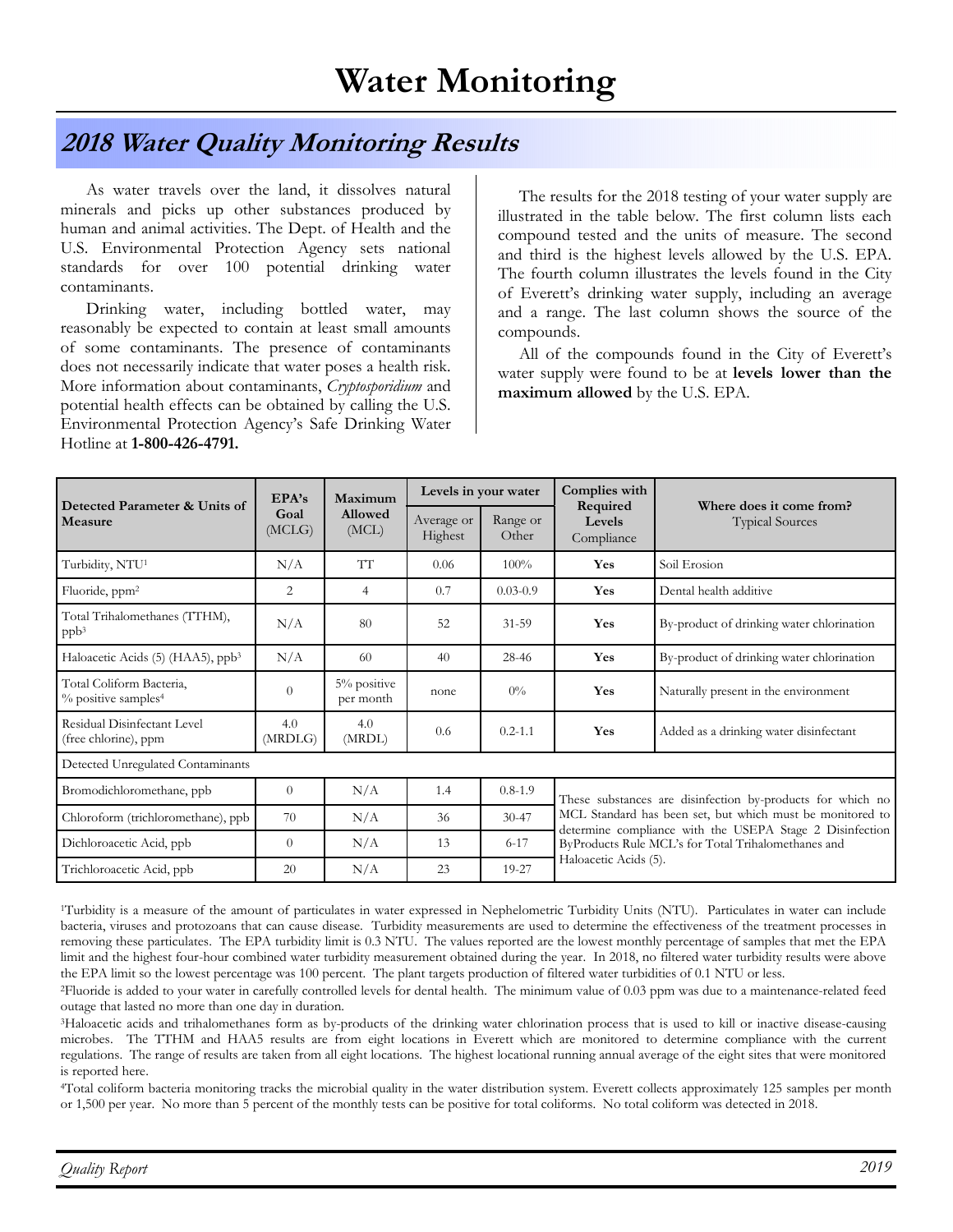# Water Monitoring

## 2018 Water Quality Monitoring Results

As water travels over the land, it dissolves natural minerals and picks up other substances produced by human and animal activities. The Dept. of Health and the U.S. Environmental Protection Agency sets national standards for over 100 potential drinking water contaminants.

Drinking water, including bottled water, may reasonably be expected to contain at least small amounts of some contaminants. The presence of contaminants does not necessarily indicate that water poses a health risk. More information about contaminants, *Cryptosporidium* and potential health effects can be obtained by calling the U.S. Environmental Protection Agency's Safe Drinking Water Hotline at **1-800-426-4791.**

The results for the 2018 testing of your water supply are illustrated in the table below. The first column lists each compound tested and the units of measure. The second and third is the highest levels allowed by the U.S. EPA. The fourth column illustrates the levels found in the City of Everett's drinking water supply, including an average and a range. The last column shows the source of the compounds.

All of the compounds found in the City of Everett's water supply were found to be at **levels lower than the maximum allowed** by the U.S. EPA.

| Detected Parameter & Units of Measure | EPA's Goal (MCLG) | Maximum Allowed (MCL) | Levels in your water | | Complies with Required Levels Compliance | Where does it come from? Typical Sources |
|---|---|---|---|---|---|---|
| | | | Average or Highest | Range or Other | | |
| Turbidity, NTU[1] | N/A | TT | 0.06 | 100% | **Yes** | Soil Erosion |
| Fluoride, ppm[2] | 2 | 4 | 0.7 | 0.03-0.9 | **Yes** | Dental health additive |
| Total Trihalomethanes (TTHM), ppb[3] | N/A | 80 | 52 | 31-59 | **Yes** | By-product of drinking water chlorination |
| Haloacetic Acids (5) (HAA5), ppb[3] | N/A | 60 | 40 | 28-46 | **Yes** | By-product of drinking water chlorination |
| Total Coliform Bacteria, % positive samples[4] | 0 | 5% positive per month | none | 0% | **Yes** | Naturally present in the environment |
| Residual Disinfectant Level (free chlorine), ppm | 4.0 (MRDLG) | 4.0 (MRDL) | 0.6 | 0.2-1.1 | **Yes** | Added as a drinking water disinfectant |
| Detected Unregulated Contaminants | | | | | | |
| Bromodichloromethane, ppb | 0 | N/A | 1.4 | 0.8-1.9 | These substances are disinfection by-products for which no MCL Standard has been set, but which must be monitored to determine compliance with the USEPA Stage 2 Disinfection ByProducts Rule MCL's for Total Trihalomethanes and Haloacetic Acids (5). | |
| Chloroform (trichloromethane), ppb | 70 | N/A | 36 | 30-47 | | |
| Dichloroacetic Acid, ppb | 0 | N/A | 13 | 6-17 | | |
| Trichloroacetic Acid, ppb | 20 | N/A | 23 | 19-27 | | |

[1]Turbidity is a measure of the amount of particulates in water expressed in Nephelometric Turbidity Units (NTU). Particulates in water can include bacteria, viruses and protozoans that can cause disease. Turbidity measurements are used to determine the effectiveness of the treatment processes in removing these particulates. The EPA turbidity limit is 0.3 NTU. The values reported are the lowest monthly percentage of samples that met the EPA limit and the highest four-hour combined water turbidity measurement obtained during the year. In 2018, no filtered water turbidity results were above the EPA limit so the lowest percentage was 100 percent. The plant targets production of filtered water turbidities of 0.1 NTU or less.

[2]Fluoride is added to your water in carefully controlled levels for dental health. The minimum value of 0.03 ppm was due to a maintenance-related feed outage that lasted no more than one day in duration.

[3]Haloacetic acids and trihalomethanes form as by-products of the drinking water chlorination process that is used to kill or inactive disease-causing microbes. The TTHM and HAA5 results are from eight locations in Everett which are monitored to determine compliance with the current regulations. The range of results are taken from all eight locations. The highest locational running annual average of the eight sites that were monitored is reported here.

[4]Total coliform bacteria monitoring tracks the microbial quality in the water distribution system. Everett collects approximately 125 samples per month or 1,500 per year. No more than 5 percent of the monthly tests can be positive for total coliforms. No total coliform was detected in 2018.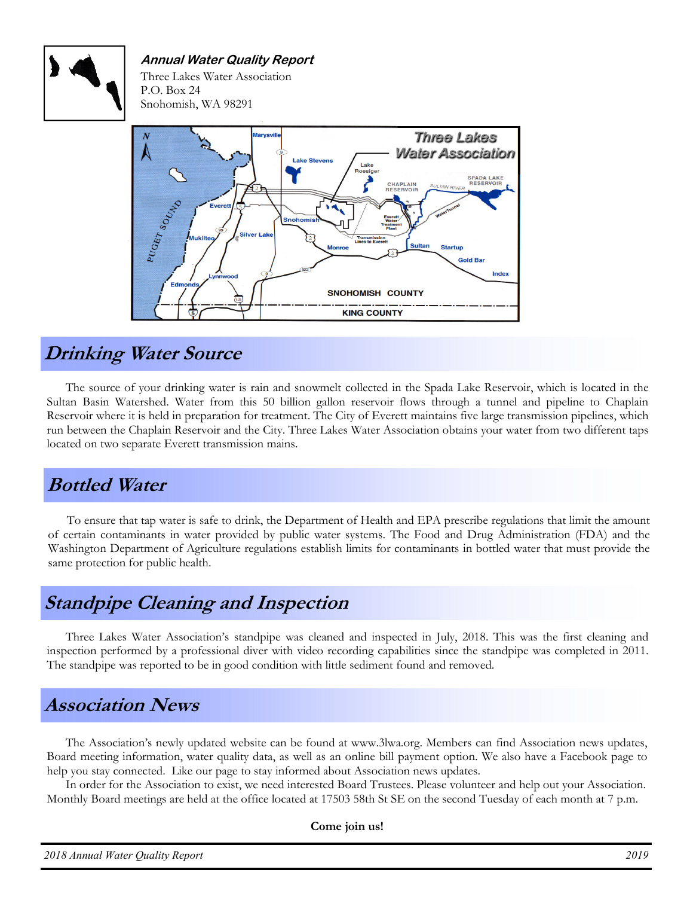*Annual Water Quality Report*
Three Lakes Water Association
P.O. Box 24
Snohomish, WA 98291

Three Lakes Water Association
N
Marysville
Lake Stevens
Lake Roesiger
CHAPLAIN RESERVOIR
SPADA LAKE RESERVOIR
SULTAN RIVER
Everett
Snohomish
Everett Water Treatment Plant
Water Tunnel
PUGET SOUND
Mukilteo
Silver Lake
Transmission Lines to Everett
Monroe
Sultan
Startup
Gold Bar
Index
Lynnwood
Edmonds
SNOHOMISH COUNTY
KING COUNTY

## Drinking Water Source

The source of your drinking water is rain and snowmelt collected in the Spada Lake Reservoir, which is located in the Sultan Basin Watershed. Water from this 50 billion gallon reservoir flows through a tunnel and pipeline to Chaplain Reservoir where it is held in preparation for treatment. The City of Everett maintains five large transmission pipelines, which run between the Chaplain Reservoir and the City. Three Lakes Water Association obtains your water from two different taps located on two separate Everett transmission mains.

## Bottled Water

To ensure that tap water is safe to drink, the Department of Health and EPA prescribe regulations that limit the amount of certain contaminants in water provided by public water systems. The Food and Drug Administration (FDA) and the Washington Department of Agriculture regulations establish limits for contaminants in bottled water that must provide the same protection for public health.

## Standpipe Cleaning and Inspection

Three Lakes Water Association's standpipe was cleaned and inspected in July, 2018. This was the first cleaning and inspection performed by a professional diver with video recording capabilities since the standpipe was completed in 2011. The standpipe was reported to be in good condition with little sediment found and removed.

## Association News

The Association's newly updated website can be found at www.3lwa.org. Members can find Association news updates, Board meeting information, water quality data, as well as an online bill payment option. We also have a Facebook page to help you stay connected. Like our page to stay informed about Association news updates.

In order for the Association to exist, we need interested Board Trustees. Please volunteer and help out your Association. Monthly Board meetings are held at the office located at 17503 58th St SE on the second Tuesday of each month at 7 p.m.

**Come join us!**